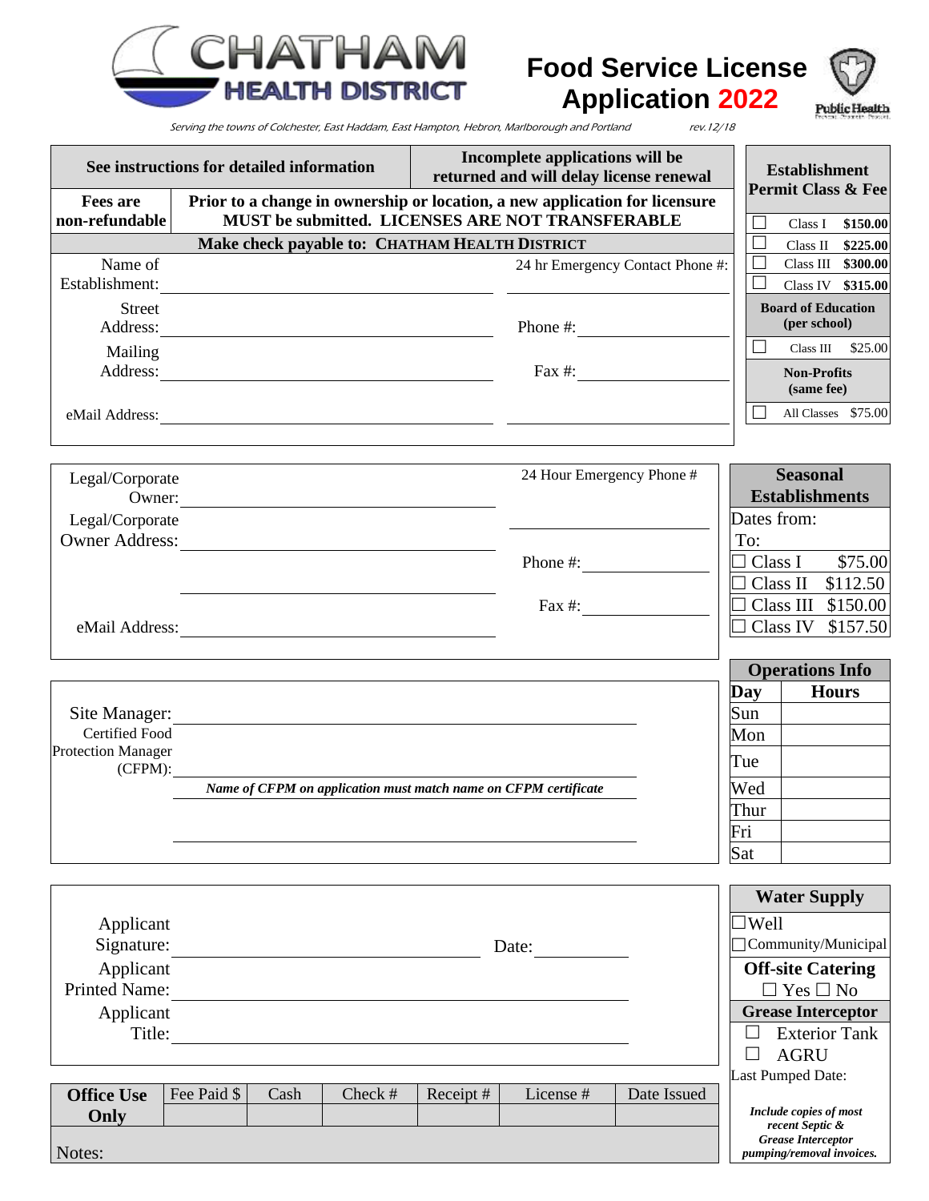CHATHAM HEALTH DISTRICT

# Food Service License Application 2022

Public Health

*Serving the towns of Colchester, East Haddam, East Hampton, Hebron, Marlborough and Portland* rev.12/18

| **See instructions for detailed information** | **Incomplete applications will be returned and will delay license renewal** |
|---|---|
| **Fees are non-refundable** | **Prior to a change in ownership or location, a new application for licensure MUST be submitted. LICENSES ARE NOT TRANSFERABLE** |

**Make check payable to: CHATHAM HEALTH DISTRICT**

Name of Establishment: ____________________ 24 hr Emergency Contact Phone #: ____________________

Street Address: ____________________ Phone #: ____________________

Mailing Address: ____________________ Fax #: ____________________

eMail Address: ____________________ ____________________

| **Establishment Permit Class & Fee** | |
|---|---|
| ☐ Class I | **$150.00** |
| ☐ Class II | **$225.00** |
| ☐ Class III | **$300.00** |
| ☐ Class IV | **$315.00** |
| **Board of Education (per school)** | |
| ☐ Class III | $25.00 |
| **Non-Profits (same fee)** | |
| ☐ All Classes | $75.00 |

Legal/Corporate Owner: ____________________ 24 Hour Emergency Phone # ____________________

Legal/Corporate Owner Address: ____________________

____________________ Phone #: ____________________

Fax #: ____________________

eMail Address: ____________________

| **Seasonal Establishments** | |
|---|---|
| Dates from: | |
| To: | |
| ☐ Class I | $75.00 |
| ☐ Class II | $112.50 |
| ☐ Class III | $150.00 |
| ☐ Class IV | $157.50 |

Site Manager: ____________________

Certified Food Protection Manager (CFPM): ____________________

***Name of CFPM on application must match name on CFPM certificate***

____________________

| **Operations Info** | |
|---|---|
| **Day** | **Hours** |
| Sun | |
| Mon | |
| Tue | |
| Wed | |
| Thur | |
| Fri | |
| Sat | |

Applicant Signature: ____________________ Date: ____________

Applicant Printed Name: ____________________

Applicant Title: ____________________

**Water Supply**

☐ Well

☐ Community/Municipal

**Off-site Catering**

☐ Yes ☐ No

**Grease Interceptor**

☐ Exterior Tank

☐ AGRU

Last Pumped Date:

***Include copies of most recent Septic & Grease Interceptor pumping/removal invoices.***

| **Office Use Only** | Fee Paid $ | Cash | Check # | Receipt # | License # | Date Issued |
|---|---|---|---|---|---|---|
| | | | | | | |

Notes: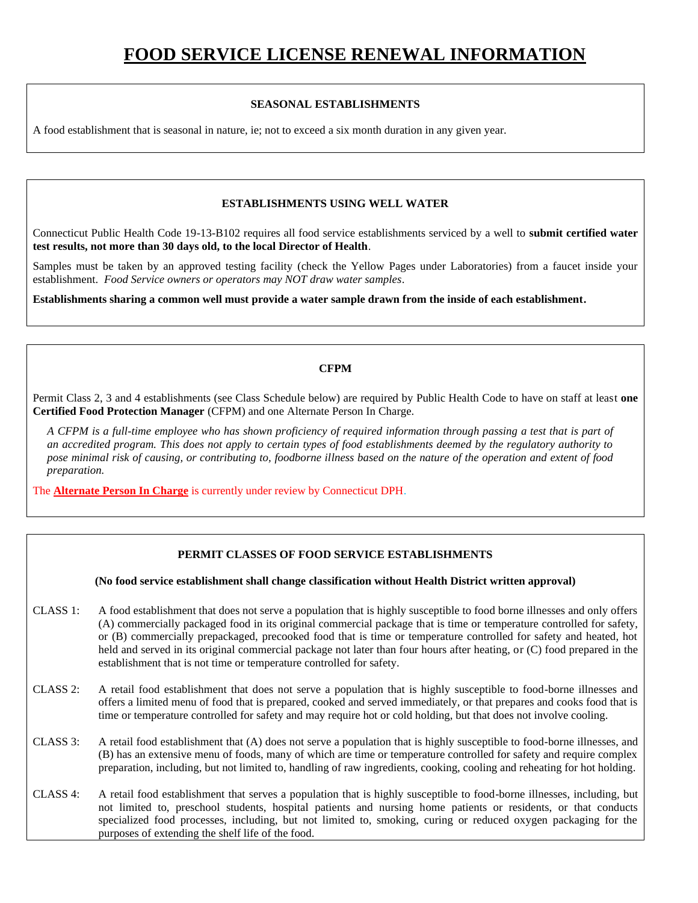# FOOD SERVICE LICENSE RENEWAL INFORMATION

### SEASONAL ESTABLISHMENTS

A food establishment that is seasonal in nature, ie; not to exceed a six month duration in any given year.

### ESTABLISHMENTS USING WELL WATER

Connecticut Public Health Code 19-13-B102 requires all food service establishments serviced by a well to **submit certified water test results, not more than 30 days old, to the local Director of Health**.

Samples must be taken by an approved testing facility (check the Yellow Pages under Laboratories) from a faucet inside your establishment. *Food Service owners or operators may NOT draw water samples*.

**Establishments sharing a common well must provide a water sample drawn from the inside of each establishment.**

### CFPM

Permit Class 2, 3 and 4 establishments (see Class Schedule below) are required by Public Health Code to have on staff at least **one Certified Food Protection Manager** (CFPM) and one Alternate Person In Charge.

*A CFPM is a full-time employee who has shown proficiency of required information through passing a test that is part of an accredited program. This does not apply to certain types of food establishments deemed by the regulatory authority to pose minimal risk of causing, or contributing to, foodborne illness based on the nature of the operation and extent of food preparation.*

The **Alternate Person In Charge** is currently under review by Connecticut DPH.

### PERMIT CLASSES OF FOOD SERVICE ESTABLISHMENTS

**(No food service establishment shall change classification without Health District written approval)**

CLASS 1: A food establishment that does not serve a population that is highly susceptible to food borne illnesses and only offers (A) commercially packaged food in its original commercial package that is time or temperature controlled for safety, or (B) commercially prepackaged, precooked food that is time or temperature controlled for safety and heated, hot held and served in its original commercial package not later than four hours after heating, or (C) food prepared in the establishment that is not time or temperature controlled for safety.

CLASS 2: A retail food establishment that does not serve a population that is highly susceptible to food-borne illnesses and offers a limited menu of food that is prepared, cooked and served immediately, or that prepares and cooks food that is time or temperature controlled for safety and may require hot or cold holding, but that does not involve cooling.

CLASS 3: A retail food establishment that (A) does not serve a population that is highly susceptible to food-borne illnesses, and (B) has an extensive menu of foods, many of which are time or temperature controlled for safety and require complex preparation, including, but not limited to, handling of raw ingredients, cooking, cooling and reheating for hot holding.

CLASS 4: A retail food establishment that serves a population that is highly susceptible to food-borne illnesses, including, but not limited to, preschool students, hospital patients and nursing home patients or residents, or that conducts specialized food processes, including, but not limited to, smoking, curing or reduced oxygen packaging for the purposes of extending the shelf life of the food.